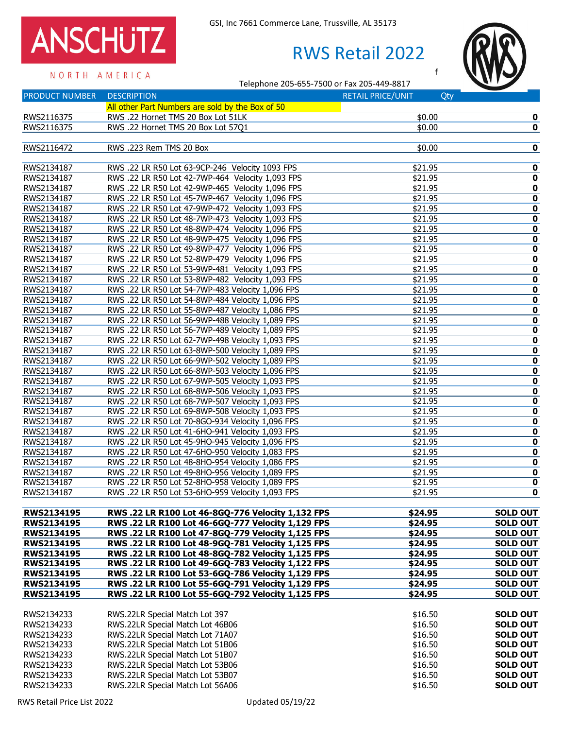ANSCHÜTZ

NORTH AMERICA

GSI, Inc 7661 Commerce Lane, Trussville, AL 35173

# RWS Retail 2022

f

Telephone 205-655-7500 or Fax 205-449-8817

| PRODUCT NUMBER | DESCRIPTION | RETAIL PRICE/UNIT | Qty |
|---|---|---|---|
| | All other Part Numbers are sold by the Box of 50 | | |
| RWS2116375 | RWS .22 Hornet TMS 20 Box Lot 51LK | $0.00 | **0** |
| RWS2116375 | RWS .22 Hornet TMS 20 Box Lot 57Q1 | $0.00 | **0** |
| | | | |
| RWS2116472 | RWS .223 Rem TMS 20 Box | $0.00 | **0** |
| | | | |
| RWS2134187 | RWS .22 LR R50 Lot 63-9CP-246 Velocity 1093 FPS | $21.95 | **0** |
| RWS2134187 | RWS .22 LR R50 Lot 42-7WP-464 Velocity 1,093 FPS | $21.95 | **0** |
| RWS2134187 | RWS .22 LR R50 Lot 42-9WP-465 Velocity 1,096 FPS | $21.95 | **0** |
| RWS2134187 | RWS .22 LR R50 Lot 45-7WP-467 Velocity 1,096 FPS | $21.95 | **0** |
| RWS2134187 | RWS .22 LR R50 Lot 47-9WP-472 Velocity 1,093 FPS | $21.95 | **0** |
| RWS2134187 | RWS .22 LR R50 Lot 48-7WP-473 Velocity 1,093 FPS | $21.95 | **0** |
| RWS2134187 | RWS .22 LR R50 Lot 48-8WP-474 Velocity 1,096 FPS | $21.95 | **0** |
| RWS2134187 | RWS .22 LR R50 Lot 48-9WP-475 Velocity 1,096 FPS | $21.95 | **0** |
| RWS2134187 | RWS .22 LR R50 Lot 49-8WP-477 Velocity 1,096 FPS | $21.95 | **0** |
| RWS2134187 | RWS .22 LR R50 Lot 52-8WP-479 Velocity 1,096 FPS | $21.95 | **0** |
| RWS2134187 | RWS .22 LR R50 Lot 53-9WP-481 Velocity 1,093 FPS | $21.95 | **0** |
| RWS2134187 | RWS .22 LR R50 Lot 53-8WP-482 Velocity 1,093 FPS | $21.95 | **0** |
| RWS2134187 | RWS .22 LR R50 Lot 54-7WP-483 Velocity 1,096 FPS | $21.95 | **0** |
| RWS2134187 | RWS .22 LR R50 Lot 54-8WP-484 Velocity 1,096 FPS | $21.95 | **0** |
| RWS2134187 | RWS .22 LR R50 Lot 55-8WP-487 Velocity 1,086 FPS | $21.95 | **0** |
| RWS2134187 | RWS .22 LR R50 Lot 56-9WP-488 Velocity 1,089 FPS | $21.95 | **0** |
| RWS2134187 | RWS .22 LR R50 Lot 56-7WP-489 Velocity 1,089 FPS | $21.95 | **0** |
| RWS2134187 | RWS .22 LR R50 Lot 62-7WP-498 Velocity 1,093 FPS | $21.95 | **0** |
| RWS2134187 | RWS .22 LR R50 Lot 63-8WP-500 Velocity 1,089 FPS | $21.95 | **0** |
| RWS2134187 | RWS .22 LR R50 Lot 66-9WP-502 Velocity 1,089 FPS | $21.95 | **0** |
| RWS2134187 | RWS .22 LR R50 Lot 66-8WP-503 Velocity 1,096 FPS | $21.95 | **0** |
| RWS2134187 | RWS .22 LR R50 Lot 67-9WP-505 Velocity 1,093 FPS | $21.95 | **0** |
| RWS2134187 | RWS .22 LR R50 Lot 68-8WP-506 Velocity 1,093 FPS | $21.95 | **0** |
| RWS2134187 | RWS .22 LR R50 Lot 68-7WP-507 Velocity 1,093 FPS | $21.95 | **0** |
| RWS2134187 | RWS .22 LR R50 Lot 69-8WP-508 Velocity 1,093 FPS | $21.95 | **0** |
| RWS2134187 | RWS .22 LR R50 Lot 70-8GO-934 Velocity 1,096 FPS | $21.95 | **0** |
| RWS2134187 | RWS .22 LR R50 Lot 41-6HO-941 Velocity 1,093 FPS | $21.95 | **0** |
| RWS2134187 | RWS .22 LR R50 Lot 45-9HO-945 Velocity 1,096 FPS | $21.95 | **0** |
| RWS2134187 | RWS .22 LR R50 Lot 47-6HO-950 Velocity 1,083 FPS | $21.95 | **0** |
| RWS2134187 | RWS .22 LR R50 Lot 48-8HO-954 Velocity 1,086 FPS | $21.95 | **0** |
| RWS2134187 | RWS .22 LR R50 Lot 49-8HO-956 Velocity 1,089 FPS | $21.95 | **0** |
| RWS2134187 | RWS .22 LR R50 Lot 52-8HO-958 Velocity 1,089 FPS | $21.95 | **0** |
| RWS2134187 | RWS .22 LR R50 Lot 53-6HO-959 Velocity 1,093 FPS | $21.95 | **0** |
| | | | |
| **RWS2134195** | **RWS .22 LR R100 Lot 46-8GQ-776 Velocity 1,132 FPS** | **$24.95** | **SOLD OUT** |
| **RWS2134195** | **RWS .22 LR R100 Lot 46-6GQ-777 Velocity 1,129 FPS** | **$24.95** | **SOLD OUT** |
| **RWS2134195** | **RWS .22 LR R100 Lot 47-9GQ-779 Velocity 1,125 FPS** | **$24.95** | **SOLD OUT** |
| **RWS2134195** | **RWS .22 LR R100 Lot 48-9GQ-781 Velocity 1,125 FPS** | **$24.95** | **SOLD OUT** |
| **RWS2134195** | **RWS .22 LR R100 Lot 48-8GQ-782 Velocity 1,125 FPS** | **$24.95** | **SOLD OUT** |
| **RWS2134195** | **RWS .22 LR R100 Lot 49-6GQ-783 Velocity 1,122 FPS** | **$24.95** | **SOLD OUT** |
| **RWS2134195** | **RWS .22 LR R100 Lot 53-6GQ-786 Velocity 1,129 FPS** | **$24.95** | **SOLD OUT** |
| **RWS2134195** | **RWS .22 LR R100 Lot 55-6GQ-791 Velocity 1,129 FPS** | **$24.95** | **SOLD OUT** |
| **RWS2134195** | **RWS .22 LR R100 Lot 55-6GQ-792 Velocity 1,125 FPS** | **$24.95** | **SOLD OUT** |
| | | | |
| RWS2134233 | RWS.22LR Special Match Lot 397 | $16.50 | **SOLD OUT** |
| RWS2134233 | RWS.22LR Special Match Lot 46B06 | $16.50 | **SOLD OUT** |
| RWS2134233 | RWS.22LR Special Match Lot 71A07 | $16.50 | **SOLD OUT** |
| RWS2134233 | RWS.22LR Special Match Lot 51B06 | $16.50 | **SOLD OUT** |
| RWS2134233 | RWS.22LR Special Match Lot 51B07 | $16.50 | **SOLD OUT** |
| RWS2134233 | RWS.22LR Special Match Lot 53B06 | $16.50 | **SOLD OUT** |
| RWS2134233 | RWS.22LR Special Match Lot 53B07 | $16.50 | **SOLD OUT** |
| RWS2134233 | RWS.22LR Special Match Lot 56A06 | $16.50 | **SOLD OUT** |

RWS Retail Price List 2022 — Updated 05/19/22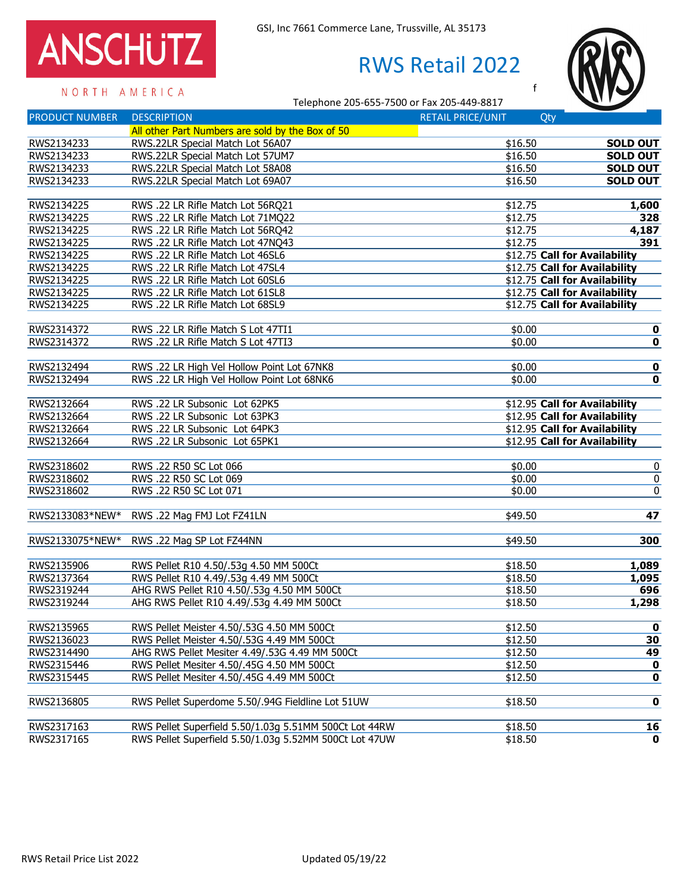# ANSCHÜTZ NORTH AMERICA

GSI, Inc 7661 Commerce Lane, Trussville, AL 35173

## RWS Retail 2022

Telephone 205-655-7500 or Fax 205-449-8817

| PRODUCT NUMBER | DESCRIPTION | RETAIL PRICE/UNIT | Qty |
|---|---|---|---|
| | All other Part Numbers are sold by the Box of 50 | | |
| RWS2134233 | RWS.22LR Special Match Lot 56A07 | $16.50 | **SOLD OUT** |
| RWS2134233 | RWS.22LR Special Match Lot 57UM7 | $16.50 | **SOLD OUT** |
| RWS2134233 | RWS.22LR Special Match Lot 58A08 | $16.50 | **SOLD OUT** |
| RWS2134233 | RWS.22LR Special Match Lot 69A07 | $16.50 | **SOLD OUT** |
| | | | |
| RWS2134225 | RWS .22 LR Rifle Match Lot 56RQ21 | $12.75 | **1,600** |
| RWS2134225 | RWS .22 LR Rifle Match Lot 71MQ22 | $12.75 | **328** |
| RWS2134225 | RWS .22 LR Rifle Match Lot 56RQ42 | $12.75 | **4,187** |
| RWS2134225 | RWS .22 LR Rifle Match Lot 47NQ43 | $12.75 | **391** |
| RWS2134225 | RWS .22 LR Rifle Match Lot 46SL6 | $12.75 | **Call for Availability** |
| RWS2134225 | RWS .22 LR Rifle Match Lot 47SL4 | $12.75 | **Call for Availability** |
| RWS2134225 | RWS .22 LR Rifle Match Lot 60SL6 | $12.75 | **Call for Availability** |
| RWS2134225 | RWS .22 LR Rifle Match Lot 61SL8 | $12.75 | **Call for Availability** |
| RWS2134225 | RWS .22 LR Rifle Match Lot 68SL9 | $12.75 | **Call for Availability** |
| | | | |
| RWS2314372 | RWS .22 LR Rifle Match S Lot 47TI1 | $0.00 | **0** |
| RWS2314372 | RWS .22 LR Rifle Match S Lot 47TI3 | $0.00 | **0** |
| | | | |
| RWS2132494 | RWS .22 LR High Vel Hollow Point Lot 67NK8 | $0.00 | **0** |
| RWS2132494 | RWS .22 LR High Vel Hollow Point Lot 68NK6 | $0.00 | **0** |
| | | | |
| RWS2132664 | RWS .22 LR Subsonic Lot 62PK5 | $12.95 | **Call for Availability** |
| RWS2132664 | RWS .22 LR Subsonic Lot 63PK3 | $12.95 | **Call for Availability** |
| RWS2132664 | RWS .22 LR Subsonic Lot 64PK3 | $12.95 | **Call for Availability** |
| RWS2132664 | RWS .22 LR Subsonic Lot 65PK1 | $12.95 | **Call for Availability** |
| | | | |
| RWS2318602 | RWS .22 R50 SC Lot 066 | $0.00 | 0 |
| RWS2318602 | RWS .22 R50 SC Lot 069 | $0.00 | 0 |
| RWS2318602 | RWS .22 R50 SC Lot 071 | $0.00 | 0 |
| | | | |
| RWS2133083*NEW* | RWS .22 Mag FMJ Lot FZ41LN | $49.50 | **47** |
| | | | |
| RWS2133075*NEW* | RWS .22 Mag SP Lot FZ44NN | $49.50 | **300** |
| | | | |
| RWS2135906 | RWS Pellet R10 4.50/.53g 4.50 MM 500Ct | $18.50 | **1,089** |
| RWS2137364 | RWS Pellet R10 4.49/.53g 4.49 MM 500Ct | $18.50 | **1,095** |
| RWS2319244 | AHG RWS Pellet R10 4.50/.53g 4.50 MM 500Ct | $18.50 | **696** |
| RWS2319244 | AHG RWS Pellet R10 4.49/.53g 4.49 MM 500Ct | $18.50 | **1,298** |
| | | | |
| RWS2135965 | RWS Pellet Meister 4.50/.53G 4.50 MM 500Ct | $12.50 | **0** |
| RWS2136023 | RWS Pellet Meister 4.50/.53G 4.49 MM 500Ct | $12.50 | **30** |
| RWS2314490 | AHG RWS Pellet Mesiter 4.49/.53G 4.49 MM 500Ct | $12.50 | **49** |
| RWS2315446 | RWS Pellet Mesiter 4.50/.45G 4.50 MM 500Ct | $12.50 | **0** |
| RWS2315445 | RWS Pellet Mesiter 4.50/.45G 4.49 MM 500Ct | $12.50 | **0** |
| | | | |
| RWS2136805 | RWS Pellet Superdome 5.50/.94G Fieldline Lot 51UW | $18.50 | **0** |
| | | | |
| RWS2317163 | RWS Pellet Superfield 5.50/1.03g 5.51MM 500Ct Lot 44RW | $18.50 | **16** |
| RWS2317165 | RWS Pellet Superfield 5.50/1.03g 5.52MM 500Ct Lot 47UW | $18.50 | **0** |

RWS Retail Price List 2022 Updated 05/19/22